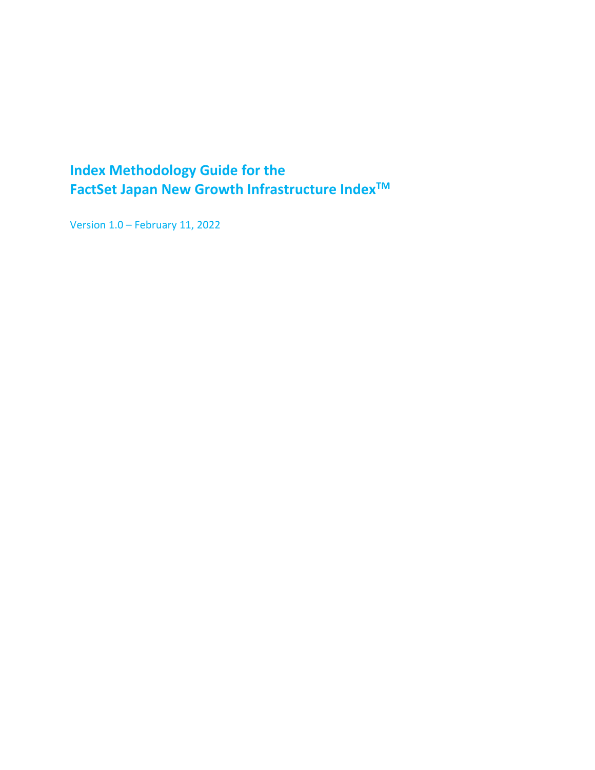# Index Methodology Guide for the FactSet Japan New Growth Infrastructure Index™

Version 1.0 – February 11, 2022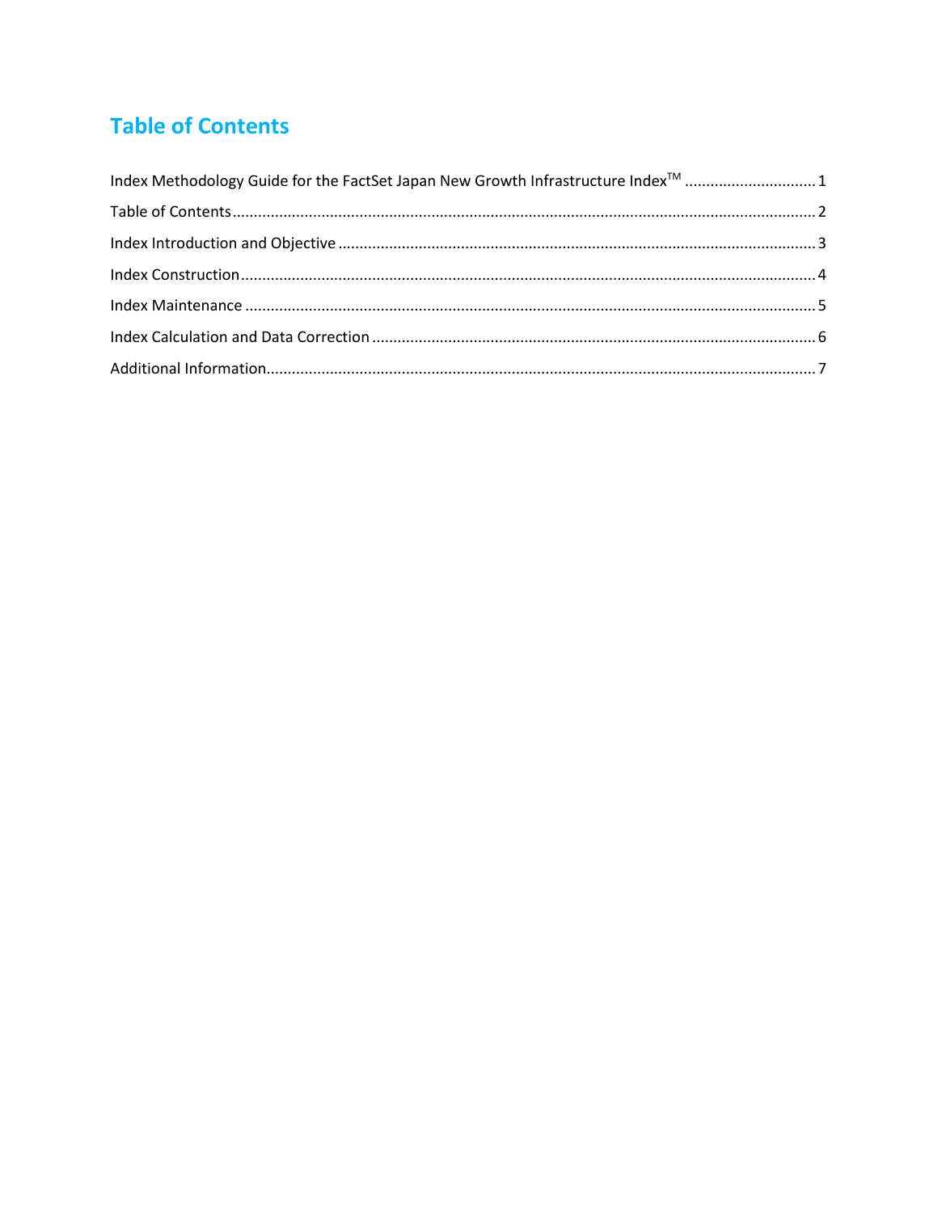# Table of Contents

Index Methodology Guide for the FactSet Japan New Growth Infrastructure Index™ .............................. 1

Table of Contents ........................................................................................................................ 2

Index Introduction and Objective ............................................................................................... 3

Index Construction ..................................................................................................................... 4

Index Maintenance ..................................................................................................................... 5

Index Calculation and Data Correction ....................................................................................... 6

Additional Information................................................................................................................ 7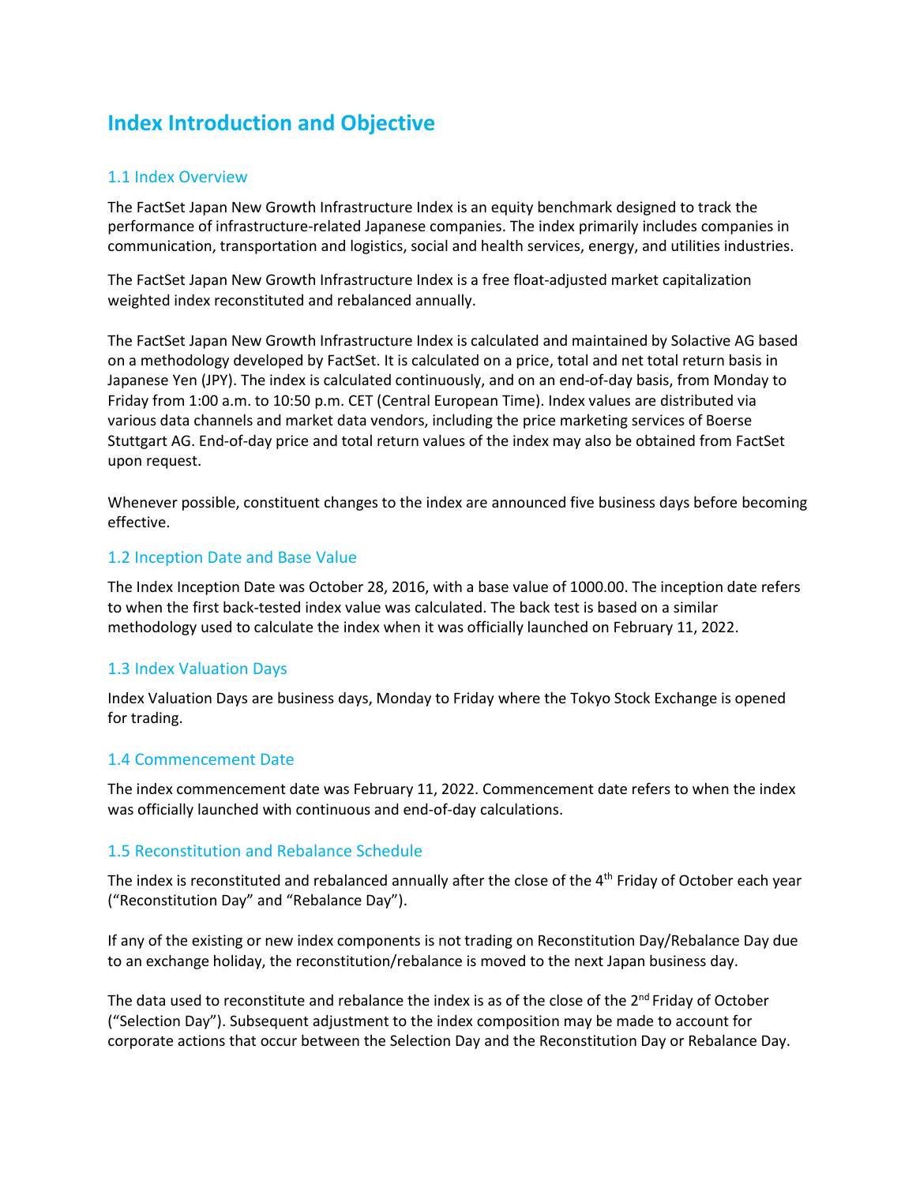# Index Introduction and Objective

## 1.1 Index Overview

The FactSet Japan New Growth Infrastructure Index is an equity benchmark designed to track the performance of infrastructure-related Japanese companies. The index primarily includes companies in communication, transportation and logistics, social and health services, energy, and utilities industries.

The FactSet Japan New Growth Infrastructure Index is a free float-adjusted market capitalization weighted index reconstituted and rebalanced annually.

The FactSet Japan New Growth Infrastructure Index is calculated and maintained by Solactive AG based on a methodology developed by FactSet. It is calculated on a price, total and net total return basis in Japanese Yen (JPY). The index is calculated continuously, and on an end-of-day basis, from Monday to Friday from 1:00 a.m. to 10:50 p.m. CET (Central European Time). Index values are distributed via various data channels and market data vendors, including the price marketing services of Boerse Stuttgart AG. End-of-day price and total return values of the index may also be obtained from FactSet upon request.

Whenever possible, constituent changes to the index are announced five business days before becoming effective.

## 1.2 Inception Date and Base Value

The Index Inception Date was October 28, 2016, with a base value of 1000.00. The inception date refers to when the first back-tested index value was calculated. The back test is based on a similar methodology used to calculate the index when it was officially launched on February 11, 2022.

## 1.3 Index Valuation Days

Index Valuation Days are business days, Monday to Friday where the Tokyo Stock Exchange is opened for trading.

## 1.4 Commencement Date

The index commencement date was February 11, 2022. Commencement date refers to when the index was officially launched with continuous and end-of-day calculations.

## 1.5 Reconstitution and Rebalance Schedule

The index is reconstituted and rebalanced annually after the close of the 4th Friday of October each year ("Reconstitution Day" and "Rebalance Day").

If any of the existing or new index components is not trading on Reconstitution Day/Rebalance Day due to an exchange holiday, the reconstitution/rebalance is moved to the next Japan business day.

The data used to reconstitute and rebalance the index is as of the close of the 2nd Friday of October ("Selection Day"). Subsequent adjustment to the index composition may be made to account for corporate actions that occur between the Selection Day and the Reconstitution Day or Rebalance Day.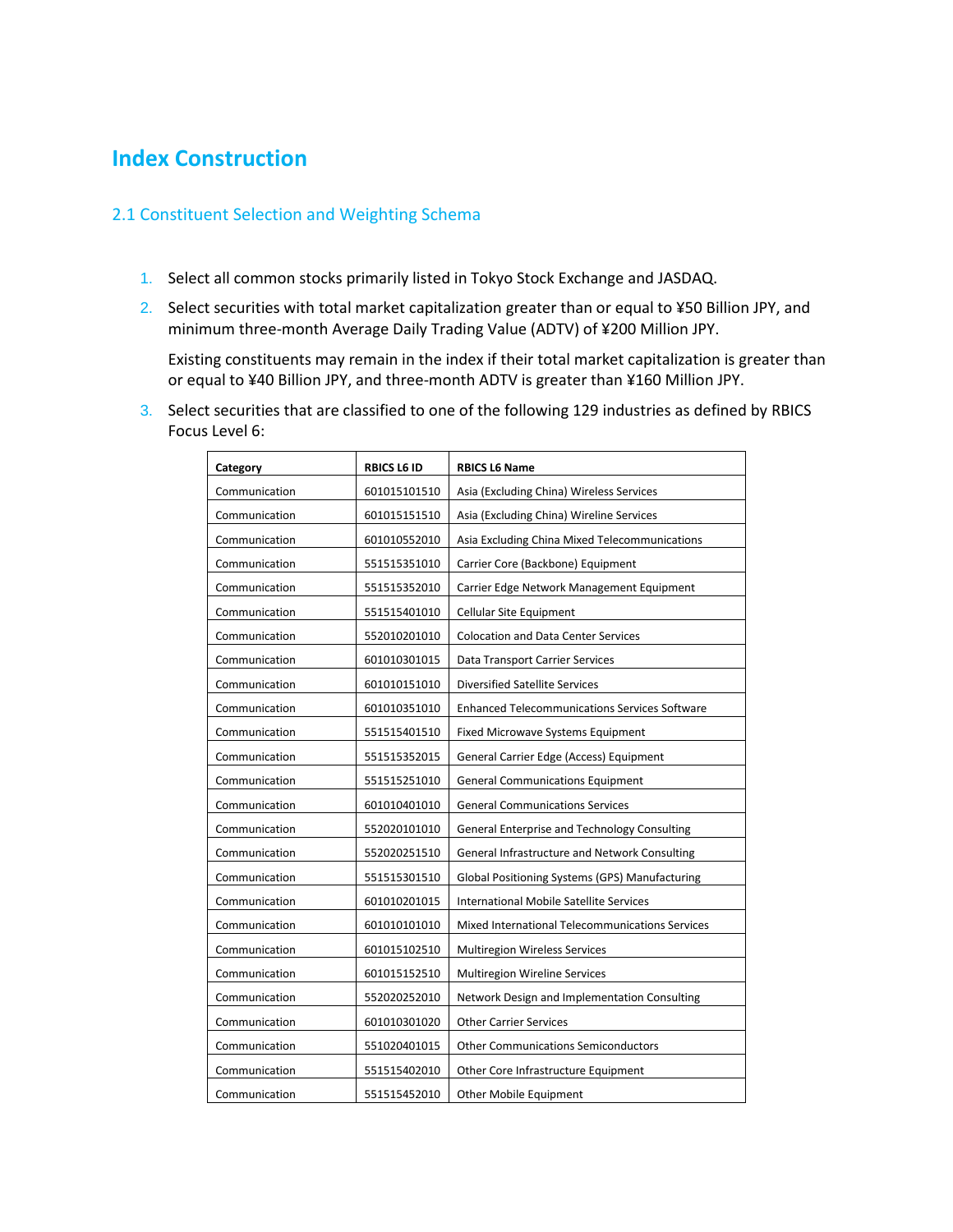# Index Construction

## 2.1 Constituent Selection and Weighting Schema

1. Select all common stocks primarily listed in Tokyo Stock Exchange and JASDAQ.
2. Select securities with total market capitalization greater than or equal to ¥50 Billion JPY, and minimum three-month Average Daily Trading Value (ADTV) of ¥200 Million JPY.

   Existing constituents may remain in the index if their total market capitalization is greater than or equal to ¥40 Billion JPY, and three-month ADTV is greater than ¥160 Million JPY.

3. Select securities that are classified to one of the following 129 industries as defined by RBICS Focus Level 6:

| Category | RBICS L6 ID | RBICS L6 Name |
|---|---|---|
| Communication | 601015101510 | Asia (Excluding China) Wireless Services |
| Communication | 601015151510 | Asia (Excluding China) Wireline Services |
| Communication | 601010552010 | Asia Excluding China Mixed Telecommunications |
| Communication | 551515351010 | Carrier Core (Backbone) Equipment |
| Communication | 551515352010 | Carrier Edge Network Management Equipment |
| Communication | 551515401010 | Cellular Site Equipment |
| Communication | 552010201010 | Colocation and Data Center Services |
| Communication | 601010301015 | Data Transport Carrier Services |
| Communication | 601010151010 | Diversified Satellite Services |
| Communication | 601010351010 | Enhanced Telecommunications Services Software |
| Communication | 551515401510 | Fixed Microwave Systems Equipment |
| Communication | 551515352015 | General Carrier Edge (Access) Equipment |
| Communication | 551515251010 | General Communications Equipment |
| Communication | 601010401010 | General Communications Services |
| Communication | 552020101010 | General Enterprise and Technology Consulting |
| Communication | 552020251510 | General Infrastructure and Network Consulting |
| Communication | 551515301510 | Global Positioning Systems (GPS) Manufacturing |
| Communication | 601010201015 | International Mobile Satellite Services |
| Communication | 601010101010 | Mixed International Telecommunications Services |
| Communication | 601015102510 | Multiregion Wireless Services |
| Communication | 601015152510 | Multiregion Wireline Services |
| Communication | 552020252010 | Network Design and Implementation Consulting |
| Communication | 601010301020 | Other Carrier Services |
| Communication | 551020401015 | Other Communications Semiconductors |
| Communication | 551515402010 | Other Core Infrastructure Equipment |
| Communication | 551515452010 | Other Mobile Equipment |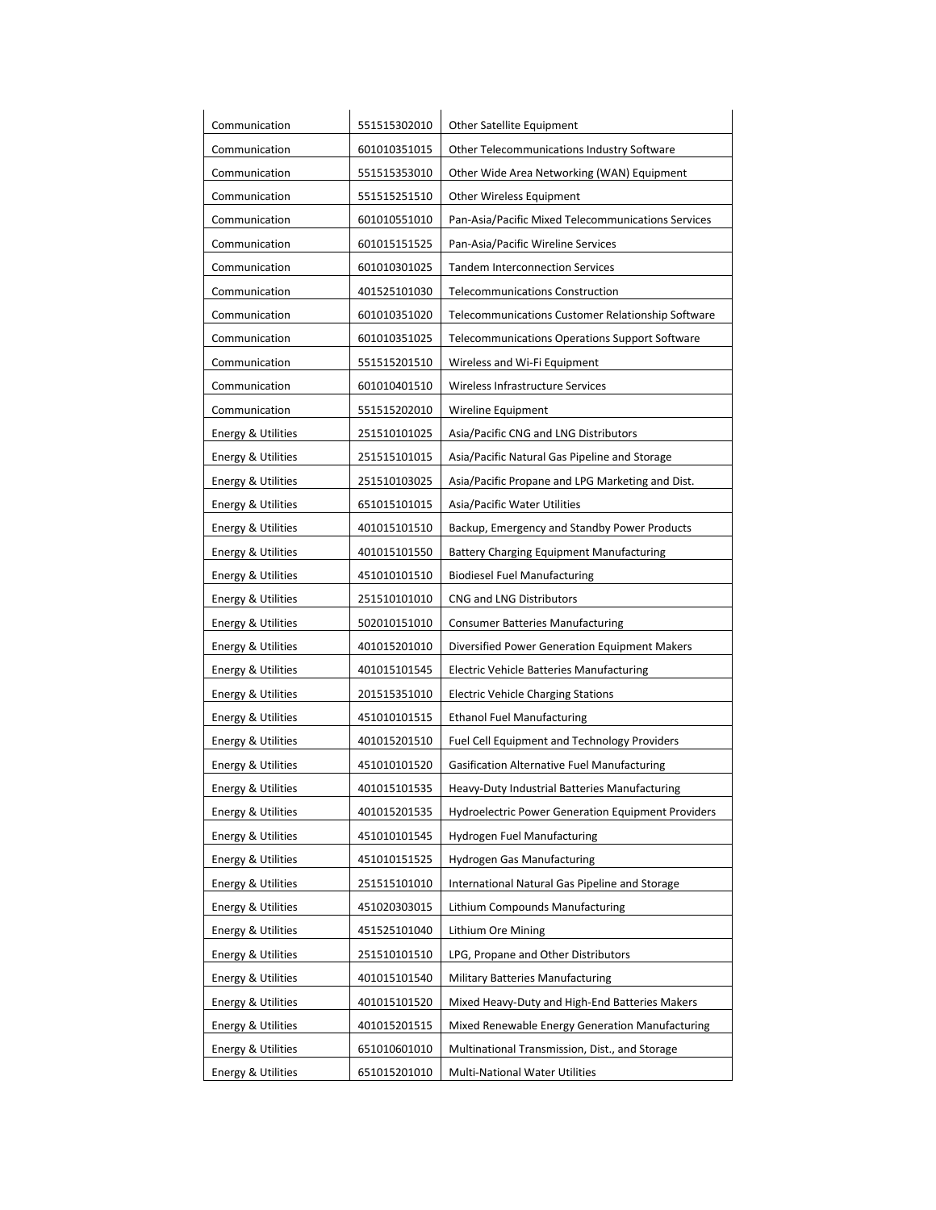| | | |
|---|---|---|
| Communication | 551515302010 | Other Satellite Equipment |
| Communication | 601010351015 | Other Telecommunications Industry Software |
| Communication | 551515353010 | Other Wide Area Networking (WAN) Equipment |
| Communication | 551515251510 | Other Wireless Equipment |
| Communication | 601010551010 | Pan-Asia/Pacific Mixed Telecommunications Services |
| Communication | 601015151525 | Pan-Asia/Pacific Wireline Services |
| Communication | 601010301025 | Tandem Interconnection Services |
| Communication | 401525101030 | Telecommunications Construction |
| Communication | 601010351020 | Telecommunications Customer Relationship Software |
| Communication | 601010351025 | Telecommunications Operations Support Software |
| Communication | 551515201510 | Wireless and Wi-Fi Equipment |
| Communication | 601010401510 | Wireless Infrastructure Services |
| Communication | 551515202010 | Wireline Equipment |
| Energy & Utilities | 251510101025 | Asia/Pacific CNG and LNG Distributors |
| Energy & Utilities | 251515101015 | Asia/Pacific Natural Gas Pipeline and Storage |
| Energy & Utilities | 251510103025 | Asia/Pacific Propane and LPG Marketing and Dist. |
| Energy & Utilities | 651015101015 | Asia/Pacific Water Utilities |
| Energy & Utilities | 401015101510 | Backup, Emergency and Standby Power Products |
| Energy & Utilities | 401015101550 | Battery Charging Equipment Manufacturing |
| Energy & Utilities | 451010101510 | Biodiesel Fuel Manufacturing |
| Energy & Utilities | 251510101010 | CNG and LNG Distributors |
| Energy & Utilities | 502010151010 | Consumer Batteries Manufacturing |
| Energy & Utilities | 401015201010 | Diversified Power Generation Equipment Makers |
| Energy & Utilities | 401015101545 | Electric Vehicle Batteries Manufacturing |
| Energy & Utilities | 201515351010 | Electric Vehicle Charging Stations |
| Energy & Utilities | 451010101515 | Ethanol Fuel Manufacturing |
| Energy & Utilities | 401015201510 | Fuel Cell Equipment and Technology Providers |
| Energy & Utilities | 451010101520 | Gasification Alternative Fuel Manufacturing |
| Energy & Utilities | 401015101535 | Heavy-Duty Industrial Batteries Manufacturing |
| Energy & Utilities | 401015201535 | Hydroelectric Power Generation Equipment Providers |
| Energy & Utilities | 451010101545 | Hydrogen Fuel Manufacturing |
| Energy & Utilities | 451010151525 | Hydrogen Gas Manufacturing |
| Energy & Utilities | 251515101010 | International Natural Gas Pipeline and Storage |
| Energy & Utilities | 451020303015 | Lithium Compounds Manufacturing |
| Energy & Utilities | 451525101040 | Lithium Ore Mining |
| Energy & Utilities | 251510101510 | LPG, Propane and Other Distributors |
| Energy & Utilities | 401015101540 | Military Batteries Manufacturing |
| Energy & Utilities | 401015101520 | Mixed Heavy-Duty and High-End Batteries Makers |
| Energy & Utilities | 401015201515 | Mixed Renewable Energy Generation Manufacturing |
| Energy & Utilities | 651010601010 | Multinational Transmission, Dist., and Storage |
| Energy & Utilities | 651015201010 | Multi-National Water Utilities |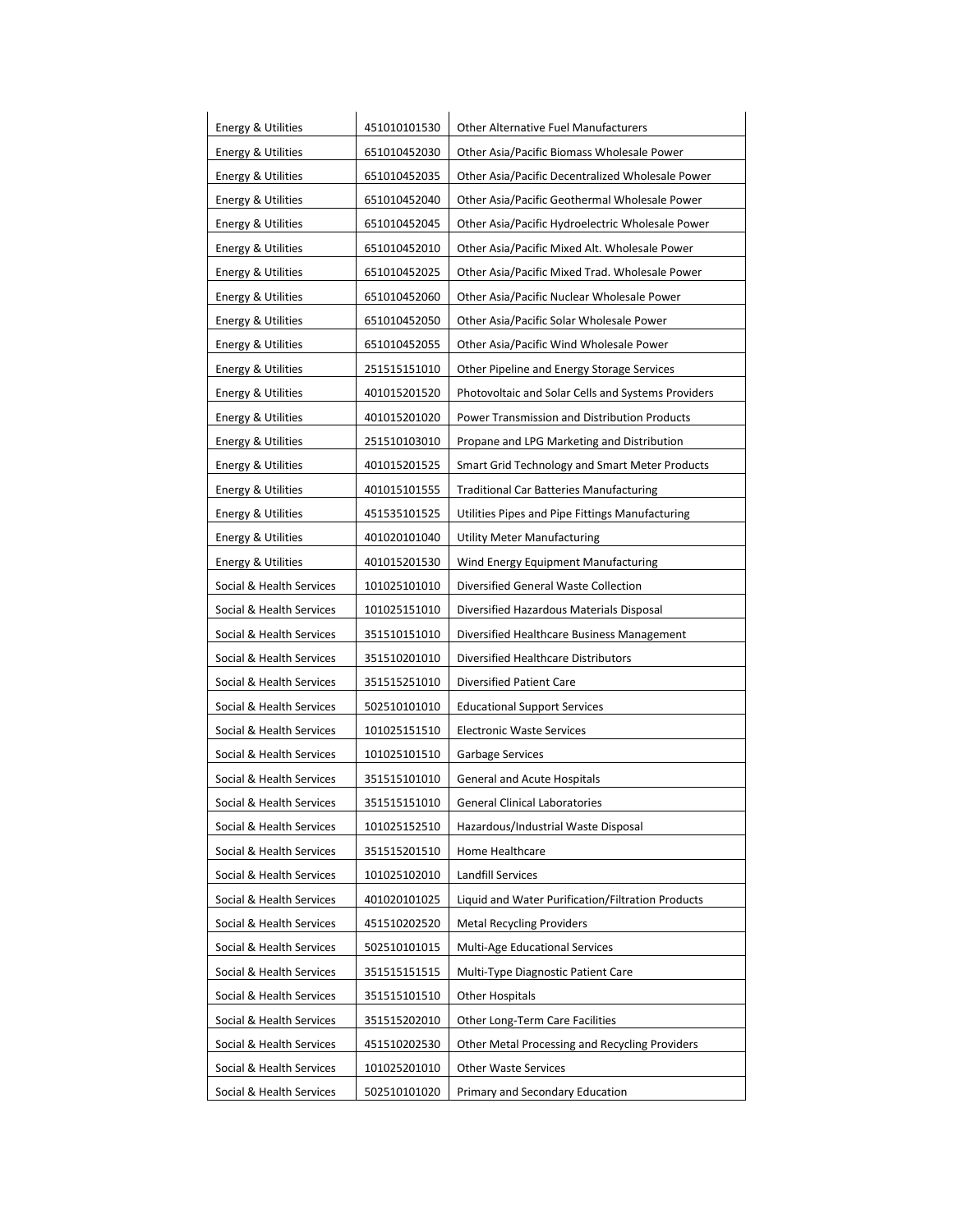| | | |
|---|---|---|
| Energy & Utilities | 451010101530 | Other Alternative Fuel Manufacturers |
| Energy & Utilities | 651010452030 | Other Asia/Pacific Biomass Wholesale Power |
| Energy & Utilities | 651010452035 | Other Asia/Pacific Decentralized Wholesale Power |
| Energy & Utilities | 651010452040 | Other Asia/Pacific Geothermal Wholesale Power |
| Energy & Utilities | 651010452045 | Other Asia/Pacific Hydroelectric Wholesale Power |
| Energy & Utilities | 651010452010 | Other Asia/Pacific Mixed Alt. Wholesale Power |
| Energy & Utilities | 651010452025 | Other Asia/Pacific Mixed Trad. Wholesale Power |
| Energy & Utilities | 651010452060 | Other Asia/Pacific Nuclear Wholesale Power |
| Energy & Utilities | 651010452050 | Other Asia/Pacific Solar Wholesale Power |
| Energy & Utilities | 651010452055 | Other Asia/Pacific Wind Wholesale Power |
| Energy & Utilities | 251515151010 | Other Pipeline and Energy Storage Services |
| Energy & Utilities | 401015201520 | Photovoltaic and Solar Cells and Systems Providers |
| Energy & Utilities | 401015201020 | Power Transmission and Distribution Products |
| Energy & Utilities | 251510103010 | Propane and LPG Marketing and Distribution |
| Energy & Utilities | 401015201525 | Smart Grid Technology and Smart Meter Products |
| Energy & Utilities | 401015101555 | Traditional Car Batteries Manufacturing |
| Energy & Utilities | 451535101525 | Utilities Pipes and Pipe Fittings Manufacturing |
| Energy & Utilities | 401020101040 | Utility Meter Manufacturing |
| Energy & Utilities | 401015201530 | Wind Energy Equipment Manufacturing |
| Social & Health Services | 101025101010 | Diversified General Waste Collection |
| Social & Health Services | 101025151010 | Diversified Hazardous Materials Disposal |
| Social & Health Services | 351510151010 | Diversified Healthcare Business Management |
| Social & Health Services | 351510201010 | Diversified Healthcare Distributors |
| Social & Health Services | 351515251010 | Diversified Patient Care |
| Social & Health Services | 502510101010 | Educational Support Services |
| Social & Health Services | 101025151510 | Electronic Waste Services |
| Social & Health Services | 101025101510 | Garbage Services |
| Social & Health Services | 351515101010 | General and Acute Hospitals |
| Social & Health Services | 351515151010 | General Clinical Laboratories |
| Social & Health Services | 101025152510 | Hazardous/Industrial Waste Disposal |
| Social & Health Services | 351515201510 | Home Healthcare |
| Social & Health Services | 101025102010 | Landfill Services |
| Social & Health Services | 401020101025 | Liquid and Water Purification/Filtration Products |
| Social & Health Services | 451510202520 | Metal Recycling Providers |
| Social & Health Services | 502510101015 | Multi-Age Educational Services |
| Social & Health Services | 351515151515 | Multi-Type Diagnostic Patient Care |
| Social & Health Services | 351515101510 | Other Hospitals |
| Social & Health Services | 351515202010 | Other Long-Term Care Facilities |
| Social & Health Services | 451510202530 | Other Metal Processing and Recycling Providers |
| Social & Health Services | 101025201010 | Other Waste Services |
| Social & Health Services | 502510101020 | Primary and Secondary Education |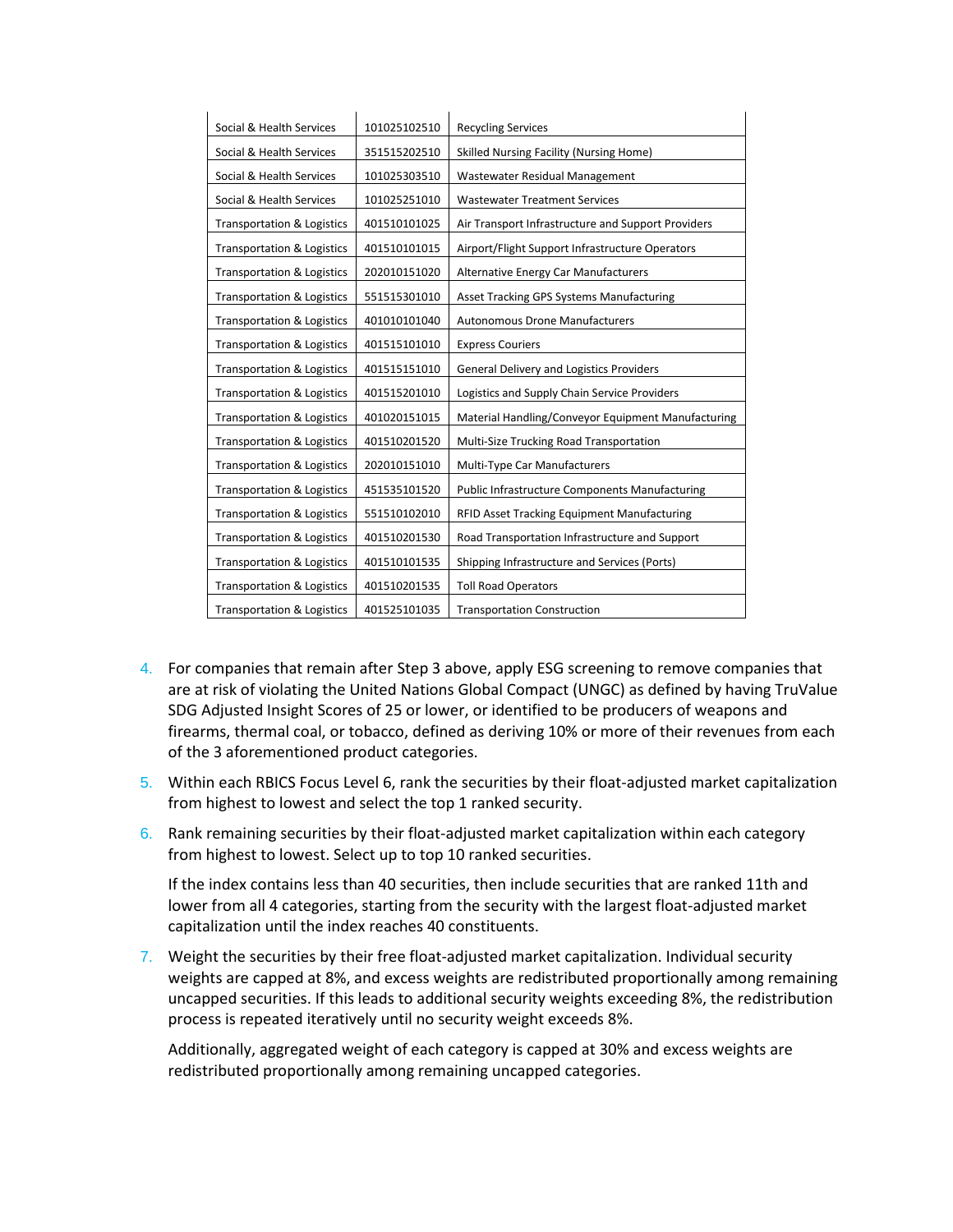| Social & Health Services | 101025102510 | Recycling Services |
|---|---|---|
| Social & Health Services | 351515202510 | Skilled Nursing Facility (Nursing Home) |
| Social & Health Services | 101025303510 | Wastewater Residual Management |
| Social & Health Services | 101025251010 | Wastewater Treatment Services |
| Transportation & Logistics | 401510101025 | Air Transport Infrastructure and Support Providers |
| Transportation & Logistics | 401510101015 | Airport/Flight Support Infrastructure Operators |
| Transportation & Logistics | 202010151020 | Alternative Energy Car Manufacturers |
| Transportation & Logistics | 551515301010 | Asset Tracking GPS Systems Manufacturing |
| Transportation & Logistics | 401010101040 | Autonomous Drone Manufacturers |
| Transportation & Logistics | 401515101010 | Express Couriers |
| Transportation & Logistics | 401515151010 | General Delivery and Logistics Providers |
| Transportation & Logistics | 401515201010 | Logistics and Supply Chain Service Providers |
| Transportation & Logistics | 401020151015 | Material Handling/Conveyor Equipment Manufacturing |
| Transportation & Logistics | 401510201520 | Multi-Size Trucking Road Transportation |
| Transportation & Logistics | 202010151010 | Multi-Type Car Manufacturers |
| Transportation & Logistics | 451535101520 | Public Infrastructure Components Manufacturing |
| Transportation & Logistics | 551510102010 | RFID Asset Tracking Equipment Manufacturing |
| Transportation & Logistics | 401510201530 | Road Transportation Infrastructure and Support |
| Transportation & Logistics | 401510101535 | Shipping Infrastructure and Services (Ports) |
| Transportation & Logistics | 401510201535 | Toll Road Operators |
| Transportation & Logistics | 401525101035 | Transportation Construction |

4. For companies that remain after Step 3 above, apply ESG screening to remove companies that are at risk of violating the United Nations Global Compact (UNGC) as defined by having TruValue SDG Adjusted Insight Scores of 25 or lower, or identified to be producers of weapons and firearms, thermal coal, or tobacco, defined as deriving 10% or more of their revenues from each of the 3 aforementioned product categories.
5. Within each RBICS Focus Level 6, rank the securities by their float-adjusted market capitalization from highest to lowest and select the top 1 ranked security.
6. Rank remaining securities by their float-adjusted market capitalization within each category from highest to lowest. Select up to top 10 ranked securities.

   If the index contains less than 40 securities, then include securities that are ranked 11th and lower from all 4 categories, starting from the security with the largest float-adjusted market capitalization until the index reaches 40 constituents.
7. Weight the securities by their free float-adjusted market capitalization. Individual security weights are capped at 8%, and excess weights are redistributed proportionally among remaining uncapped securities. If this leads to additional security weights exceeding 8%, the redistribution process is repeated iteratively until no security weight exceeds 8%.

   Additionally, aggregated weight of each category is capped at 30% and excess weights are redistributed proportionally among remaining uncapped categories.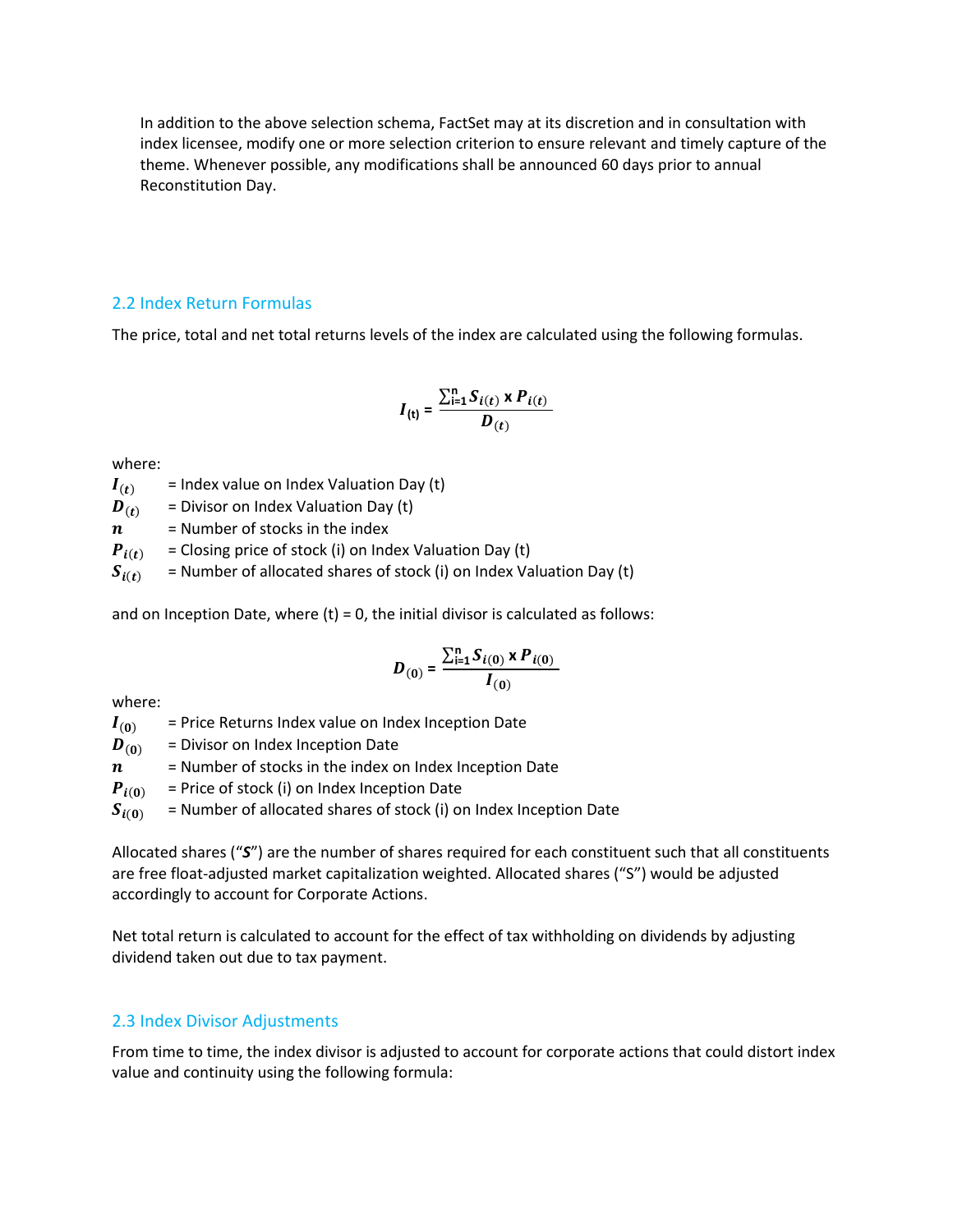In addition to the above selection schema, FactSet may at its discretion and in consultation with index licensee, modify one or more selection criterion to ensure relevant and timely capture of the theme. Whenever possible, any modifications shall be announced 60 days prior to annual Reconstitution Day.

## 2.2 Index Return Formulas

The price, total and net total returns levels of the index are calculated using the following formulas.

$$I_{(t)} = \frac{\sum_{i=1}^{n} S_{i(t)} \times P_{i(t)}}{D_{(t)}}$$

where:

$I_{(t)}$ = Index value on Index Valuation Day (t)
$D_{(t)}$ = Divisor on Index Valuation Day (t)
$n$ = Number of stocks in the index
$P_{i(t)}$ = Closing price of stock (i) on Index Valuation Day (t)
$S_{i(t)}$ = Number of allocated shares of stock (i) on Index Valuation Day (t)

and on Inception Date, where (t) = 0, the initial divisor is calculated as follows:

$$D_{(0)} = \frac{\sum_{i=1}^{n} S_{i(0)} \times P_{i(0)}}{I_{(0)}}$$

where:

$I_{(0)}$ = Price Returns Index value on Index Inception Date
$D_{(0)}$ = Divisor on Index Inception Date
$n$ = Number of stocks in the index on Index Inception Date
$P_{i(0)}$ = Price of stock (i) on Index Inception Date
$S_{i(0)}$ = Number of allocated shares of stock (i) on Index Inception Date

Allocated shares ("***S***") are the number of shares required for each constituent such that all constituents are free float-adjusted market capitalization weighted. Allocated shares ("S") would be adjusted accordingly to account for Corporate Actions.

Net total return is calculated to account for the effect of tax withholding on dividends by adjusting dividend taken out due to tax payment.

## 2.3 Index Divisor Adjustments

From time to time, the index divisor is adjusted to account for corporate actions that could distort index value and continuity using the following formula: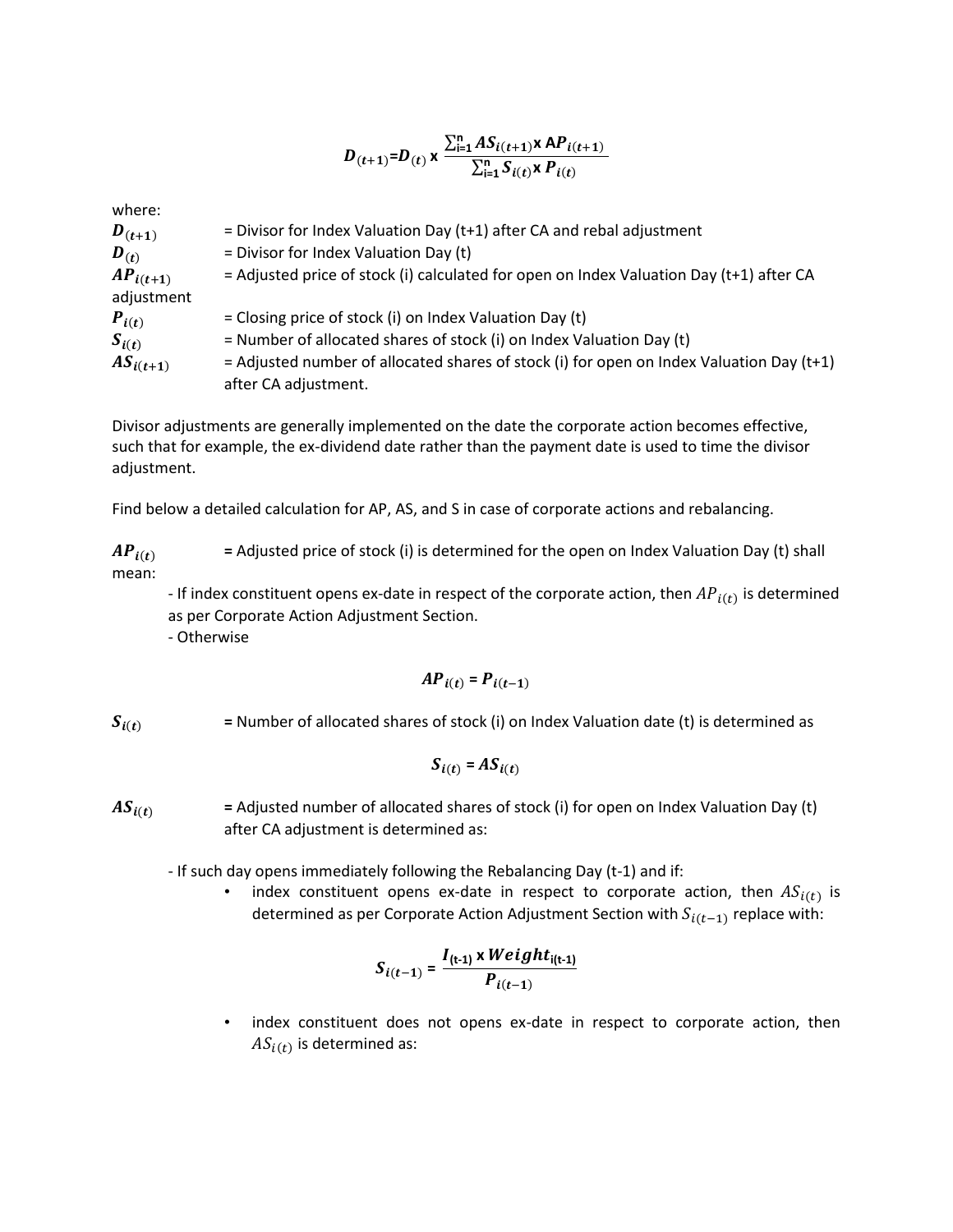$$D_{(t+1)} = D_{(t)} \times \frac{\sum_{i=1}^{n} AS_{i(t+1)} \times AP_{i(t+1)}}{\sum_{i=1}^{n} S_{i(t)} \times P_{i(t)}}$$

where:

| | |
|---|---|
| $D_{(t+1)}$ | = Divisor for Index Valuation Day (t+1) after CA and rebal adjustment |
| $D_{(t)}$ | = Divisor for Index Valuation Day (t) |
| $AP_{i(t+1)}$ adjustment | = Adjusted price of stock (i) calculated for open on Index Valuation Day (t+1) after CA |
| $P_{i(t)}$ | = Closing price of stock (i) on Index Valuation Day (t) |
| $S_{i(t)}$ | = Number of allocated shares of stock (i) on Index Valuation Day (t) |
| $AS_{i(t+1)}$ | = Adjusted number of allocated shares of stock (i) for open on Index Valuation Day (t+1) after CA adjustment. |

Divisor adjustments are generally implemented on the date the corporate action becomes effective, such that for example, the ex-dividend date rather than the payment date is used to time the divisor adjustment.

Find below a detailed calculation for AP, AS, and S in case of corporate actions and rebalancing.

$AP_{i(t)}$ **=** Adjusted price of stock (i) is determined for the open on Index Valuation Day (t) shall mean:

- If index constituent opens ex-date in respect of the corporate action, then $AP_{i(t)}$ is determined as per Corporate Action Adjustment Section.
- Otherwise

$$AP_{i(t)} = P_{i(t-1)}$$

$S_{i(t)}$ **=** Number of allocated shares of stock (i) on Index Valuation date (t) is determined as

$$S_{i(t)} = AS_{i(t)}$$

$AS_{i(t)}$ **=** Adjusted number of allocated shares of stock (i) for open on Index Valuation Day (t) after CA adjustment is determined as:

- If such day opens immediately following the Rebalancing Day (t-1) and if:
  - index constituent opens ex-date in respect to corporate action, then $AS_{i(t)}$ is determined as per Corporate Action Adjustment Section with $S_{i(t-1)}$ replace with:

$$S_{i(t-1)} = \frac{I_{(t-1)} \times Weight_{i(t-1)}}{P_{i(t-1)}}$$

  - index constituent does not opens ex-date in respect to corporate action, then $AS_{i(t)}$ is determined as: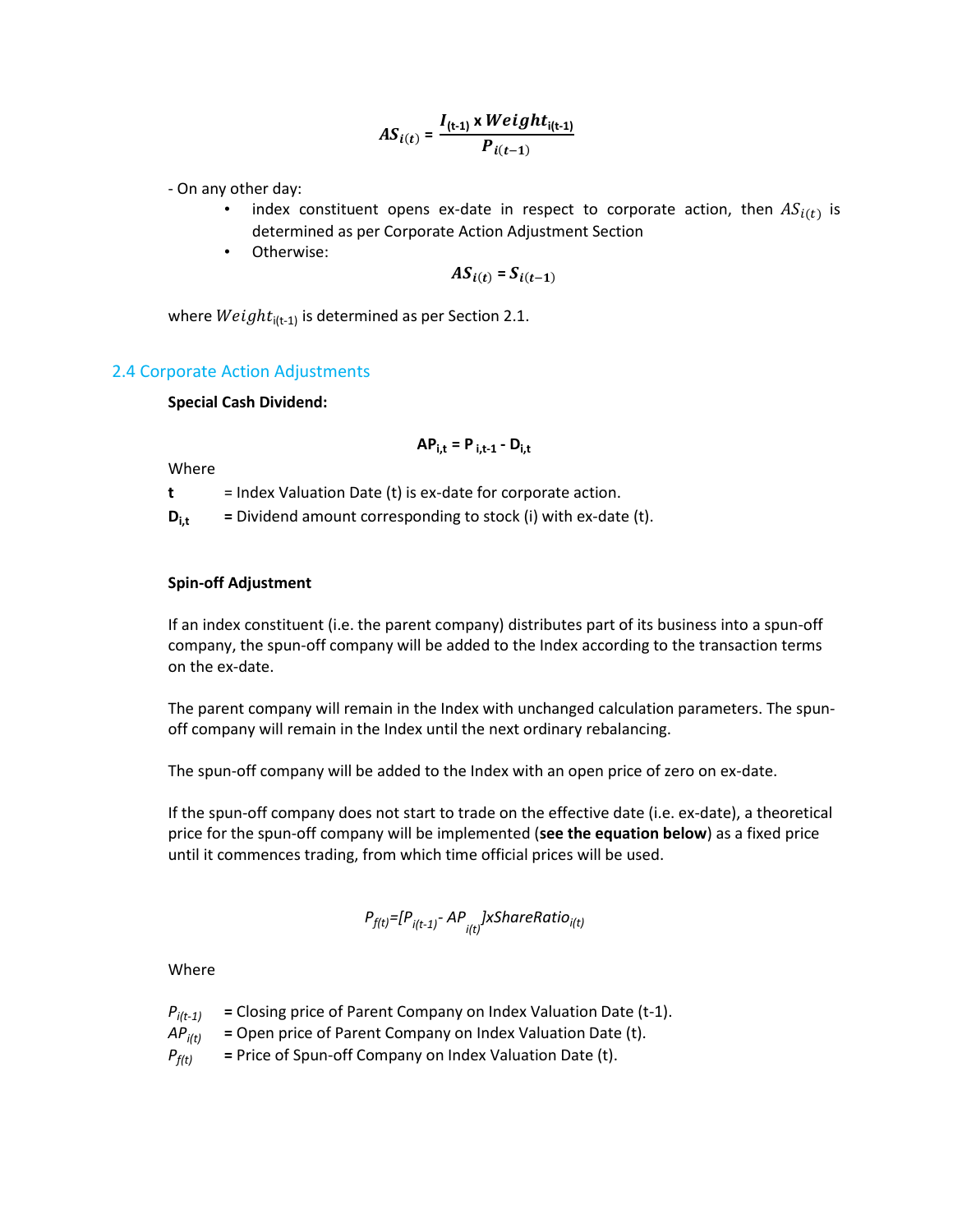$$AS_{i(t)} = \frac{I_{(t-1)} \text{ x } Weight_{i(t-1)}}{P_{i(t-1)}}$$

- On any other day:
  - index constituent opens ex-date in respect to corporate action, then $AS_{i(t)}$ is determined as per Corporate Action Adjustment Section
  - Otherwise:

$$AS_{i(t)} = S_{i(t-1)}$$

where $Weight_{i(t-1)}$ is determined as per Section 2.1.

## 2.4 Corporate Action Adjustments

**Special Cash Dividend:**

$$AP_{i,t} = P_{i,t-1} - D_{i,t}$$

Where

**t** = Index Valuation Date (t) is ex-date for corporate action.

$D_{i,t}$ = Dividend amount corresponding to stock (i) with ex-date (t).

**Spin-off Adjustment**

If an index constituent (i.e. the parent company) distributes part of its business into a spun-off company, the spun-off company will be added to the Index according to the transaction terms on the ex-date.

The parent company will remain in the Index with unchanged calculation parameters. The spun-off company will remain in the Index until the next ordinary rebalancing.

The spun-off company will be added to the Index with an open price of zero on ex-date.

If the spun-off company does not start to trade on the effective date (i.e. ex-date), a theoretical price for the spun-off company will be implemented (**see the equation below**) as a fixed price until it commences trading, from which time official prices will be used.

$$P_{f(t)}=[P_{i(t-1)} - AP_{i(t)}] x ShareRatio_{i(t)}$$

Where

$P_{i(t-1)}$ = Closing price of Parent Company on Index Valuation Date (t-1).

$AP_{i(t)}$ = Open price of Parent Company on Index Valuation Date (t).

$P_{f(t)}$ = Price of Spun-off Company on Index Valuation Date (t).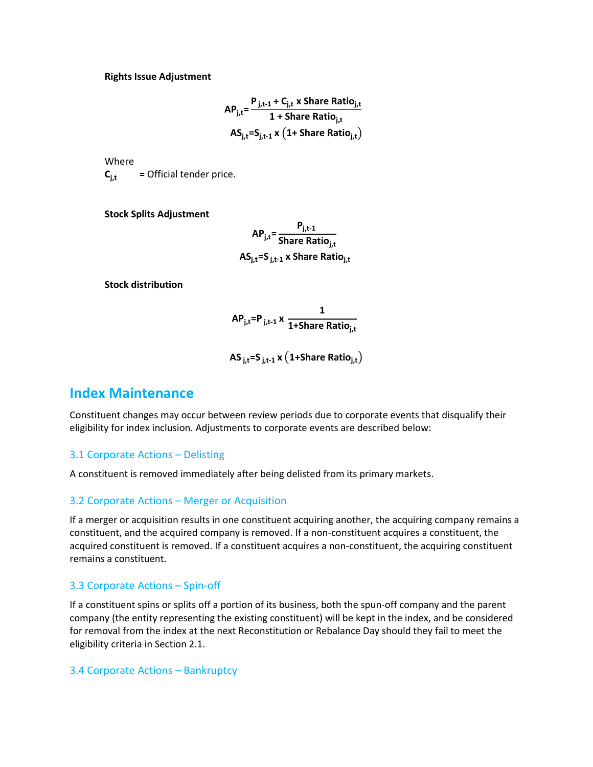**Rights Issue Adjustment**

$$AP_{j,t} = \frac{P_{j,t-1} + C_{j,t} \times \text{Share Ratio}_{j,t}}{1 + \text{Share Ratio}_{j,t}}$$

$$AS_{j,t} = S_{j,t-1} \times \left(1 + \text{Share Ratio}_{j,t}\right)$$

Where

$C_{j,t}$ = Official tender price.

**Stock Splits Adjustment**

$$AP_{j,t} = \frac{P_{j,t-1}}{\text{Share Ratio}_{j,t}}$$

$$AS_{j,t} = S_{j,t-1} \times \text{Share Ratio}_{j,t}$$

**Stock distribution**

$$AP_{j,t} = P_{j,t-1} \times \frac{1}{1 + \text{Share Ratio}_{j,t}}$$

$$AS_{j,t} = S_{j,t-1} \times \left(1 + \text{Share Ratio}_{j,t}\right)$$

## Index Maintenance

Constituent changes may occur between review periods due to corporate events that disqualify their eligibility for index inclusion. Adjustments to corporate events are described below:

### 3.1 Corporate Actions – Delisting

A constituent is removed immediately after being delisted from its primary markets.

### 3.2 Corporate Actions – Merger or Acquisition

If a merger or acquisition results in one constituent acquiring another, the acquiring company remains a constituent, and the acquired company is removed. If a non-constituent acquires a constituent, the acquired constituent is removed. If a constituent acquires a non-constituent, the acquiring constituent remains a constituent.

### 3.3 Corporate Actions – Spin-off

If a constituent spins or splits off a portion of its business, both the spun-off company and the parent company (the entity representing the existing constituent) will be kept in the index, and be considered for removal from the index at the next Reconstitution or Rebalance Day should they fail to meet the eligibility criteria in Section 2.1.

### 3.4 Corporate Actions – Bankruptcy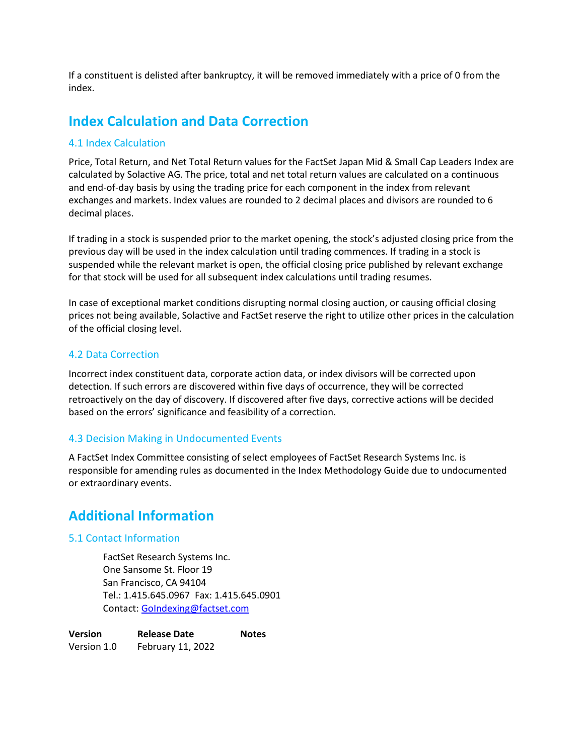If a constituent is delisted after bankruptcy, it will be removed immediately with a price of 0 from the index.

# Index Calculation and Data Correction

## 4.1 Index Calculation

Price, Total Return, and Net Total Return values for the FactSet Japan Mid & Small Cap Leaders Index are calculated by Solactive AG. The price, total and net total return values are calculated on a continuous and end-of-day basis by using the trading price for each component in the index from relevant exchanges and markets. Index values are rounded to 2 decimal places and divisors are rounded to 6 decimal places.

If trading in a stock is suspended prior to the market opening, the stock's adjusted closing price from the previous day will be used in the index calculation until trading commences. If trading in a stock is suspended while the relevant market is open, the official closing price published by relevant exchange for that stock will be used for all subsequent index calculations until trading resumes.

In case of exceptional market conditions disrupting normal closing auction, or causing official closing prices not being available, Solactive and FactSet reserve the right to utilize other prices in the calculation of the official closing level.

## 4.2 Data Correction

Incorrect index constituent data, corporate action data, or index divisors will be corrected upon detection. If such errors are discovered within five days of occurrence, they will be corrected retroactively on the day of discovery. If discovered after five days, corrective actions will be decided based on the errors' significance and feasibility of a correction.

## 4.3 Decision Making in Undocumented Events

A FactSet Index Committee consisting of select employees of FactSet Research Systems Inc. is responsible for amending rules as documented in the Index Methodology Guide due to undocumented or extraordinary events.

# Additional Information

## 5.1 Contact Information

FactSet Research Systems Inc.
One Sansome St. Floor 19
San Francisco, CA 94104
Tel.: 1.415.645.0967 Fax: 1.415.645.0901
Contact: GoIndexing@factset.com

| Version | Release Date | Notes |
|---|---|---|
| Version 1.0 | February 11, 2022 | |